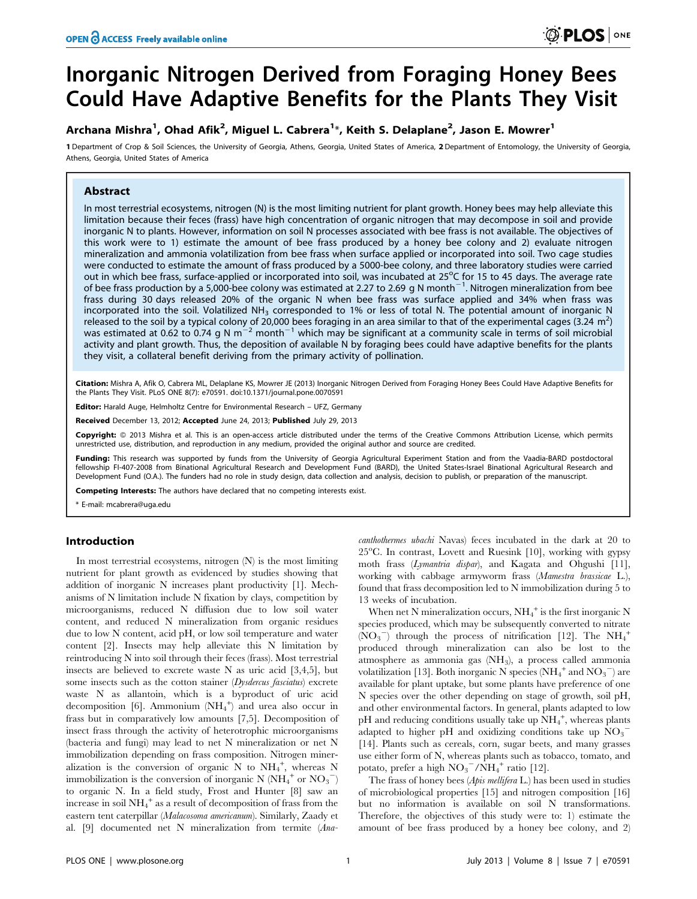# Inorganic Nitrogen Derived from Foraging Honey Bees Could Have Adaptive Benefits for the Plants They Visit

**Archana Mishra[1], Ohad Afik[2], Miguel L. Cabrera[1]*, Keith S. Delaplane[2], Jason E. Mowrer[1]**

1 Department of Crop & Soil Sciences, the University of Georgia, Athens, Georgia, United States of America, 2 Department of Entomology, the University of Georgia, Athens, Georgia, United States of America

## Abstract

In most terrestrial ecosystems, nitrogen (N) is the most limiting nutrient for plant growth. Honey bees may help alleviate this limitation because their feces (frass) have high concentration of organic nitrogen that may decompose in soil and provide inorganic N to plants. However, information on soil N processes associated with bee frass is not available. The objectives of this work were to 1) estimate the amount of bee frass produced by a honey bee colony and 2) evaluate nitrogen mineralization and ammonia volatilization from bee frass when surface applied or incorporated into soil. Two cage studies were conducted to estimate the amount of frass produced by a 5000-bee colony, and three laboratory studies were carried out in which bee frass, surface-applied or incorporated into soil, was incubated at 25°C for 15 to 45 days. The average rate of bee frass production by a 5,000-bee colony was estimated at 2.27 to 2.69 g N month$^{-1}$. Nitrogen mineralization from bee frass during 30 days released 20% of the organic N when bee frass was surface applied and 34% when frass was incorporated into the soil. Volatilized $NH_3$ corresponded to 1% or less of total N. The potential amount of inorganic N released to the soil by a typical colony of 20,000 bees foraging in an area similar to that of the experimental cages (3.24 m$^2$) was estimated at 0.62 to 0.74 g N m$^{-2}$ month$^{-1}$ which may be significant at a community scale in terms of soil microbial activity and plant growth. Thus, the deposition of available N by foraging bees could have adaptive benefits for the plants they visit, a collateral benefit deriving from the primary activity of pollination.

**Citation:** Mishra A, Afik O, Cabrera ML, Delaplane KS, Mowrer JE (2013) Inorganic Nitrogen Derived from Foraging Honey Bees Could Have Adaptive Benefits for the Plants They Visit. PLoS ONE 8(7): e70591. doi:10.1371/journal.pone.0070591

**Editor:** Harald Auge, Helmholtz Centre for Environmental Research – UFZ, Germany

**Received** December 13, 2012; **Accepted** June 24, 2013; **Published** July 29, 2013

**Copyright:** © 2013 Mishra et al. This is an open-access article distributed under the terms of the Creative Commons Attribution License, which permits unrestricted use, distribution, and reproduction in any medium, provided the original author and source are credited.

**Funding:** This research was supported by funds from the University of Georgia Agricultural Experiment Station and from the Vaadia-BARD postdoctoral fellowship FI-407-2008 from Binational Agricultural Research and Development Fund (BARD), the United States-Israel Binational Agricultural Research and Development Fund (O.A.). The funders had no role in study design, data collection and analysis, decision to publish, or preparation of the manuscript.

**Competing Interests:** The authors have declared that no competing interests exist.

* E-mail: mcabrera@uga.edu

## Introduction

In most terrestrial ecosystems, nitrogen (N) is the most limiting nutrient for plant growth as evidenced by studies showing that addition of inorganic N increases plant productivity [1]. Mechanisms of N limitation include N fixation by clays, competition by microorganisms, reduced N diffusion due to low soil water content, and reduced N mineralization from organic residues due to low N content, acid pH, or low soil temperature and water content [2]. Insects may help alleviate this N limitation by reintroducing N into soil through their feces (frass). Most terrestrial insects are believed to excrete waste N as uric acid [3,4,5], but some insects such as the cotton stainer (*Dysdercus fasciatus*) excrete waste N as allantoin, which is a byproduct of uric acid decomposition [6]. Ammonium ($NH_4^+$) and urea also occur in frass but in comparatively low amounts [7,5]. Decomposition of insect frass through the activity of heterotrophic microorganisms (bacteria and fungi) may lead to net N mineralization or net N immobilization depending on frass composition. Nitrogen mineralization is the conversion of organic N to $NH_4^+$, whereas N immobilization is the conversion of inorganic N ($NH_4^+$ or $NO_3^-$) to organic N. In a field study, Frost and Hunter [8] saw an increase in soil $NH_4^+$ as a result of decomposition of frass from the eastern tent caterpillar (*Malacosoma americanum*). Similarly, Zaady et al. [9] documented net N mineralization from termite (*Anacanthothermes ubachi* Navas) feces incubated in the dark at 20 to 25°C. In contrast, Lovett and Ruesink [10], working with gypsy moth frass (*Lymantria dispar*), and Kagata and Ohgushi [11], working with cabbage armyworm frass (*Mamestra brassicae* L.), found that frass decomposition led to N immobilization during 5 to 13 weeks of incubation.

When net N mineralization occurs, $NH_4^+$ is the first inorganic N species produced, which may be subsequently converted to nitrate ($NO_3^-$) through the process of nitrification [12]. The $NH_4^+$ produced through mineralization can also be lost to the atmosphere as ammonia gas ($NH_3$), a process called ammonia volatilization [13]. Both inorganic N species ($NH_4^+$ and $NO_3^-$) are available for plant uptake, but some plants have preference of one N species over the other depending on stage of growth, soil pH, and other environmental factors. In general, plants adapted to low pH and reducing conditions usually take up $NH_4^+$, whereas plants adapted to higher pH and oxidizing conditions take up $NO_3^-$ [14]. Plants such as cereals, corn, sugar beets, and many grasses use either form of N, whereas plants such as tobacco, tomato, and potato, prefer a high $NO_3^-/NH_4^+$ ratio [12].

The frass of honey bees (*Apis mellifera* L.) has been used in studies of microbiological properties [15] and nitrogen composition [16] but no information is available on soil N transformations. Therefore, the objectives of this study were to: 1) estimate the amount of bee frass produced by a honey bee colony, and 2)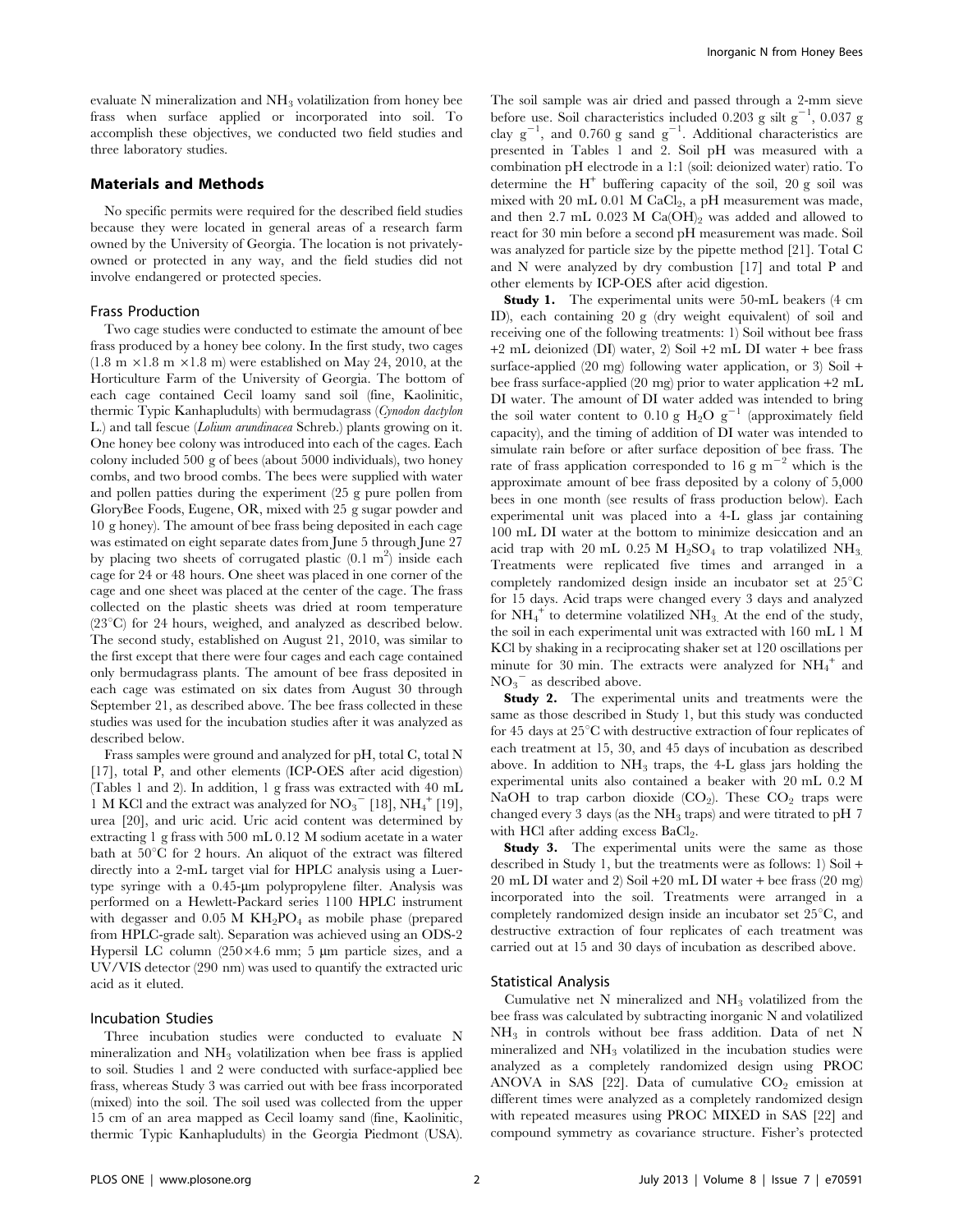evaluate N mineralization and $NH_3$ volatilization from honey bee frass when surface applied or incorporated into soil. To accomplish these objectives, we conducted two field studies and three laboratory studies.

## Materials and Methods

No specific permits were required for the described field studies because they were located in general areas of a research farm owned by the University of Georgia. The location is not privately-owned or protected in any way, and the field studies did not involve endangered or protected species.

### Frass Production

Two cage studies were conducted to estimate the amount of bee frass produced by a honey bee colony. In the first study, two cages (1.8 m ×1.8 m ×1.8 m) were established on May 24, 2010, at the Horticulture Farm of the University of Georgia. The bottom of each cage contained Cecil loamy sand soil (fine, Kaolinitic, thermic Typic Kanhapludults) with bermudagrass (*Cynodon dactylon* L.) and tall fescue (*Lolium arundinacea* Schreb.) plants growing on it. One honey bee colony was introduced into each of the cages. Each colony included 500 g of bees (about 5000 individuals), two honey combs, and two brood combs. The bees were supplied with water and pollen patties during the experiment (25 g pure pollen from GloryBee Foods, Eugene, OR, mixed with 25 g sugar powder and 10 g honey). The amount of bee frass being deposited in each cage was estimated on eight separate dates from June 5 through June 27 by placing two sheets of corrugated plastic (0.1 $m^2$) inside each cage for 24 or 48 hours. One sheet was placed in one corner of the cage and one sheet was placed at the center of the cage. The frass collected on the plastic sheets was dried at room temperature (23°C) for 24 hours, weighed, and analyzed as described below. The second study, established on August 21, 2010, was similar to the first except that there were four cages and each cage contained only bermudagrass plants. The amount of bee frass deposited in each cage was estimated on six dates from August 30 through September 21, as described above. The bee frass collected in these studies was used for the incubation studies after it was analyzed as described below.

Frass samples were ground and analyzed for pH, total C, total N [17], total P, and other elements (ICP-OES after acid digestion) (Tables 1 and 2). In addition, 1 g frass was extracted with 40 mL 1 M KCl and the extract was analyzed for $NO_3^-$ [18], $NH_4^+$ [19], urea [20], and uric acid. Uric acid content was determined by extracting 1 g frass with 500 mL 0.12 M sodium acetate in a water bath at 50°C for 2 hours. An aliquot of the extract was filtered directly into a 2-mL target vial for HPLC analysis using a Luer-type syringe with a 0.45-µm polypropylene filter. Analysis was performed on a Hewlett-Packard series 1100 HPLC instrument with degasser and 0.05 M $KH_2PO_4$ as mobile phase (prepared from HPLC-grade salt). Separation was achieved using an ODS-2 Hypersil LC column (250×4.6 mm; 5 µm particle sizes, and a UV/VIS detector (290 nm) was used to quantify the extracted uric acid as it eluted.

### Incubation Studies

Three incubation studies were conducted to evaluate N mineralization and $NH_3$ volatilization when bee frass is applied to soil. Studies 1 and 2 were conducted with surface-applied bee frass, whereas Study 3 was carried out with bee frass incorporated (mixed) into the soil. The soil used was collected from the upper 15 cm of an area mapped as Cecil loamy sand (fine, Kaolinitic, thermic Typic Kanhapludults) in the Georgia Piedmont (USA). The soil sample was air dried and passed through a 2-mm sieve before use. Soil characteristics included 0.203 g silt $g^{-1}$, 0.037 g clay $g^{-1}$, and 0.760 g sand $g^{-1}$. Additional characteristics are presented in Tables 1 and 2. Soil pH was measured with a combination pH electrode in a 1:1 (soil: deionized water) ratio. To determine the $H^+$ buffering capacity of the soil, 20 g soil was mixed with 20 mL 0.01 M $CaCl_2$, a pH measurement was made, and then 2.7 mL 0.023 M $Ca(OH)_2$ was added and allowed to react for 30 min before a second pH measurement was made. Soil was analyzed for particle size by the pipette method [21]. Total C and N were analyzed by dry combustion [17] and total P and other elements by ICP-OES after acid digestion.

**Study 1.** The experimental units were 50-mL beakers (4 cm ID), each containing 20 g (dry weight equivalent) of soil and receiving one of the following treatments: 1) Soil without bee frass +2 mL deionized (DI) water, 2) Soil +2 mL DI water + bee frass surface-applied (20 mg) following water application, or 3) Soil + bee frass surface-applied (20 mg) prior to water application +2 mL DI water. The amount of DI water added was intended to bring the soil water content to 0.10 g $H_2O$ $g^{-1}$ (approximately field capacity), and the timing of addition of DI water was intended to simulate rain before or after surface deposition of bee frass. The rate of frass application corresponded to 16 g $m^{-2}$ which is the approximate amount of bee frass deposited by a colony of 5,000 bees in one month (see results of frass production below). Each experimental unit was placed into a 4-L glass jar containing 100 mL DI water at the bottom to minimize desiccation and an acid trap with 20 mL 0.25 M $H_2SO_4$ to trap volatilized $NH_3$. Treatments were replicated five times and arranged in a completely randomized design inside an incubator set at 25°C for 15 days. Acid traps were changed every 3 days and analyzed for $NH_4^+$ to determine volatilized $NH_3$. At the end of the study, the soil in each experimental unit was extracted with 160 mL 1 M KCl by shaking in a reciprocating shaker set at 120 oscillations per minute for 30 min. The extracts were analyzed for $NH_4^+$ and $NO_3^-$ as described above.

**Study 2.** The experimental units and treatments were the same as those described in Study 1, but this study was conducted for 45 days at 25°C with destructive extraction of four replicates of each treatment at 15, 30, and 45 days of incubation as described above. In addition to $NH_3$ traps, the 4-L glass jars holding the experimental units also contained a beaker with 20 mL 0.2 M NaOH to trap carbon dioxide ($CO_2$). These $CO_2$ traps were changed every 3 days (as the $NH_3$ traps) and were titrated to pH 7 with HCl after adding excess $BaCl_2$.

**Study 3.** The experimental units were the same as those described in Study 1, but the treatments were as follows: 1) Soil + 20 mL DI water and 2) Soil +20 mL DI water + bee frass (20 mg) incorporated into the soil. Treatments were arranged in a completely randomized design inside an incubator set 25°C, and destructive extraction of four replicates of each treatment was carried out at 15 and 30 days of incubation as described above.

### Statistical Analysis

Cumulative net N mineralized and $NH_3$ volatilized from the bee frass was calculated by subtracting inorganic N and volatilized $NH_3$ in controls without bee frass addition. Data of net N mineralized and $NH_3$ volatilized in the incubation studies were analyzed as a completely randomized design using PROC ANOVA in SAS [22]. Data of cumulative $CO_2$ emission at different times were analyzed as a completely randomized design with repeated measures using PROC MIXED in SAS [22] and compound symmetry as covariance structure. Fisher's protected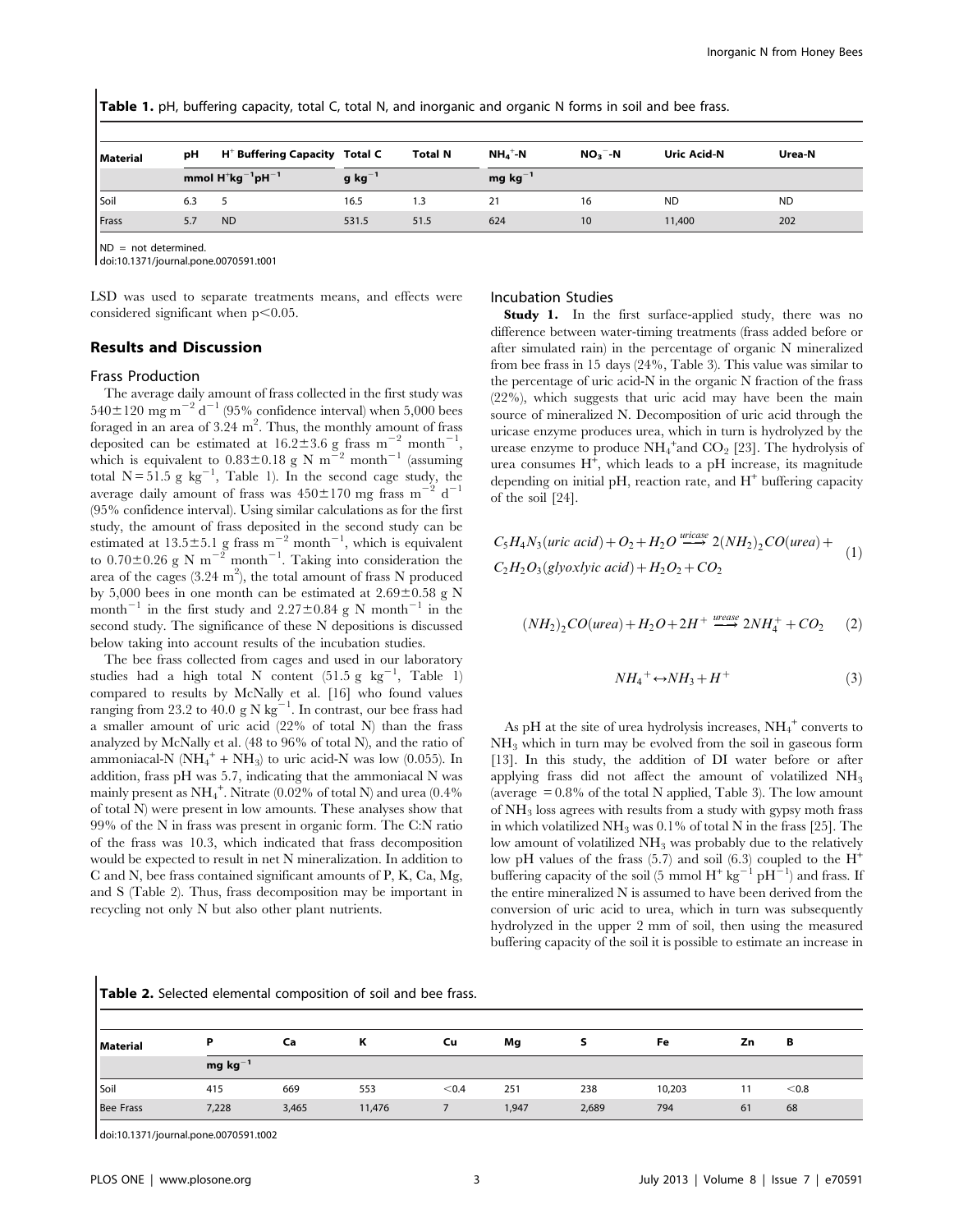**Table 1.** pH, buffering capacity, total C, total N, and inorganic and organic N forms in soil and bee frass.

| Material | pH | $H^+$ Buffering Capacity | Total C | Total N | $NH_4^+$-N | $NO_3^-$-N | Uric Acid-N | Urea-N |
|---|---|---|---|---|---|---|---|---|
| | | mmol $H^+kg^{-1}pH^{-1}$ | g $kg^{-1}$ | | mg $kg^{-1}$ | | | |
| Soil | 6.3 | 5 | 16.5 | 1.3 | 21 | 16 | ND | ND |
| Frass | 5.7 | ND | 531.5 | 51.5 | 624 | 10 | 11,400 | 202 |

ND = not determined.

doi:10.1371/journal.pone.0070591.t001

LSD was used to separate treatments means, and effects were considered significant when $p<0.05$.

## Results and Discussion

### Frass Production

The average daily amount of frass collected in the first study was $540\pm120$ mg $m^{-2}$ $d^{-1}$ (95% confidence interval) when 5,000 bees foraged in an area of 3.24 $m^2$. Thus, the monthly amount of frass deposited can be estimated at $16.2\pm3.6$ g frass $m^{-2}$ $month^{-1}$, which is equivalent to $0.83\pm0.18$ g N $m^{-2}$ $month^{-1}$ (assuming total N = 51.5 g $kg^{-1}$, Table 1). In the second cage study, the average daily amount of frass was $450\pm170$ mg frass $m^{-2}$ $d^{-1}$ (95% confidence interval). Using similar calculations as for the first study, the amount of frass deposited in the second study can be estimated at $13.5\pm5.1$ g frass $m^{-2}$ $month^{-1}$, which is equivalent to $0.70\pm0.26$ g N $m^{-2}$ $month^{-1}$. Taking into consideration the area of the cages (3.24 $m^2$), the total amount of frass N produced by 5,000 bees in one month can be estimated at $2.69\pm0.58$ g N $month^{-1}$ in the first study and $2.27\pm0.84$ g N $month^{-1}$ in the second study. The significance of these N depositions is discussed below taking into account results of the incubation studies.

The bee frass collected from cages and used in our laboratory studies had a high total N content (51.5 g $kg^{-1}$, Table 1) compared to results by McNally et al. [16] who found values ranging from 23.2 to 40.0 g N $kg^{-1}$. In contrast, our bee frass had a smaller amount of uric acid (22% of total N) than the frass analyzed by McNally et al. (48 to 96% of total N), and the ratio of ammoniacal-N ($NH_4^+$ + $NH_3$) to uric acid-N was low (0.055). In addition, frass pH was 5.7, indicating that the ammoniacal N was mainly present as $NH_4^+$. Nitrate (0.02% of total N) and urea (0.4% of total N) were present in low amounts. These analyses show that 99% of the N in frass was present in organic form. The C:N ratio of the frass was 10.3, which indicated that frass decomposition would be expected to result in net N mineralization. In addition to C and N, bee frass contained significant amounts of P, K, Ca, Mg, and S (Table 2). Thus, frass decomposition may be important in recycling not only N but also other plant nutrients.

### Incubation Studies

**Study 1.** In the first surface-applied study, there was no difference between water-timing treatments (frass added before or after simulated rain) in the percentage of organic N mineralized from bee frass in 15 days (24%, Table 3). This value was similar to the percentage of uric acid-N in the organic N fraction of the frass (22%), which suggests that uric acid may have been the main source of mineralized N. Decomposition of uric acid through the uricase enzyme produces urea, which in turn is hydrolyzed by the urease enzyme to produce $NH_4^+$and $CO_2$ [23]. The hydrolysis of urea consumes $H^+$, which leads to a pH increase, its magnitude depending on initial pH, reaction rate, and $H^+$ buffering capacity of the soil [24].

$$C_5H_4N_3(uric\ acid)+O_2+H_2O \xrightarrow{uricase} 2(NH_2)_2CO(urea)+ C_2H_2O_3(glyoxlyic\ acid)+H_2O_2+CO_2 \tag{1}$$

$$(NH_2)_2CO(urea)+H_2O+2H^+ \xrightarrow{urease} 2NH_4^+ + CO_2 \tag{2}$$

$$NH_4{}^+ \leftrightarrow NH_3 + H^+ \tag{3}$$

As pH at the site of urea hydrolysis increases, $NH_4^+$ converts to $NH_3$ which in turn may be evolved from the soil in gaseous form [13]. In this study, the addition of DI water before or after applying frass did not affect the amount of volatilized $NH_3$ (average = 0.8% of the total N applied, Table 3). The low amount of $NH_3$ loss agrees with results from a study with gypsy moth frass in which volatilized $NH_3$ was 0.1% of total N in the frass [25]. The low amount of volatilized $NH_3$ was probably due to the relatively low pH values of the frass (5.7) and soil (6.3) coupled to the $H^+$ buffering capacity of the soil (5 mmol $H^+$ $kg^{-1}$ $pH^{-1}$) and frass. If the entire mineralized N is assumed to have been derived from the conversion of uric acid to urea, which in turn was subsequently hydrolyzed in the upper 2 mm of soil, then using the measured buffering capacity of the soil it is possible to estimate an increase in

**Table 2.** Selected elemental composition of soil and bee frass.

| Material | P | Ca | K | Cu | Mg | S | Fe | Zn | B |
|---|---|---|---|---|---|---|---|---|---|
| | mg $kg^{-1}$ | | | | | | | | |
| Soil | 415 | 669 | 553 | <0.4 | 251 | 238 | 10,203 | 11 | <0.8 |
| Bee Frass | 7,228 | 3,465 | 11,476 | 7 | 1,947 | 2,689 | 794 | 61 | 68 |

doi:10.1371/journal.pone.0070591.t002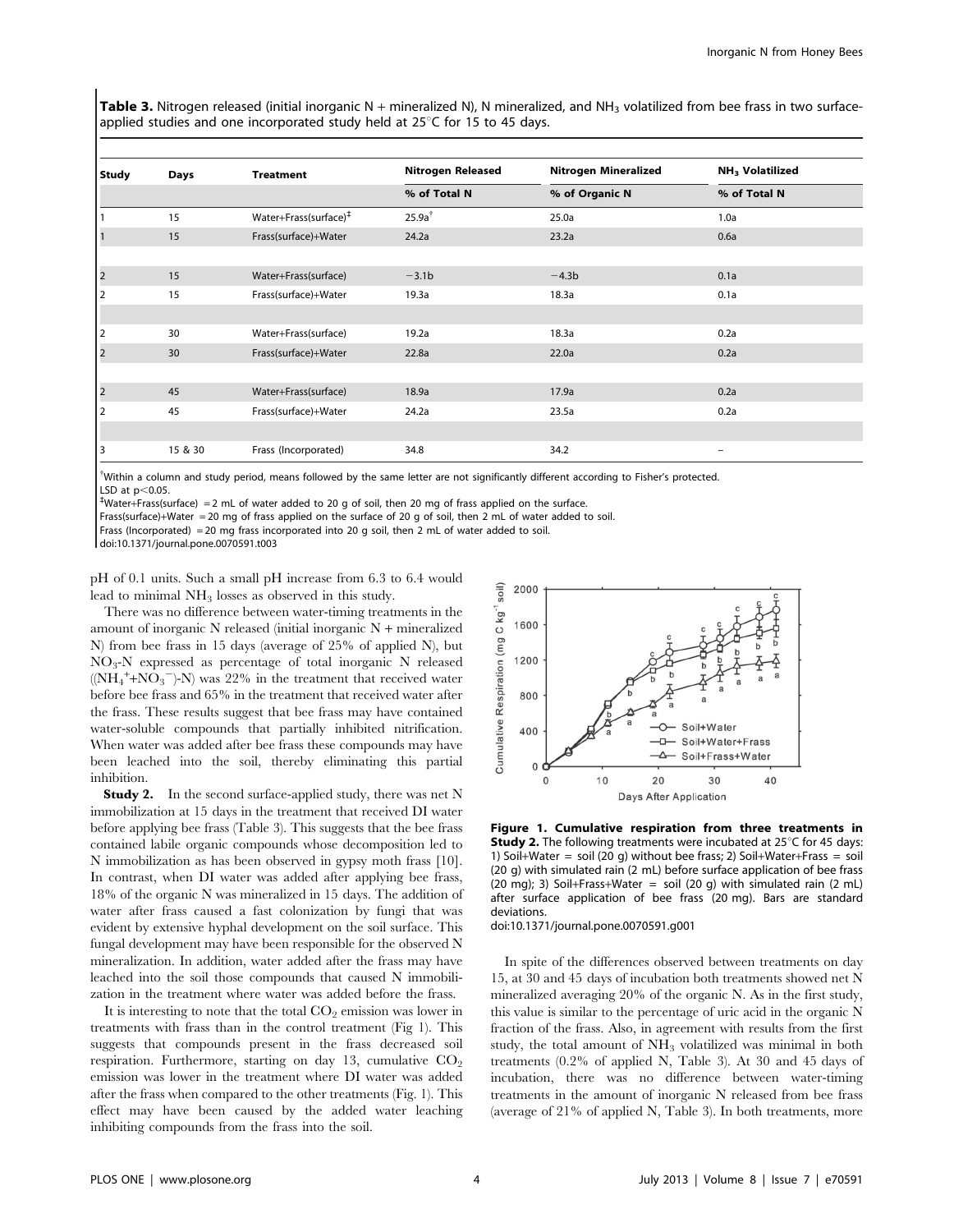**Table 3.** Nitrogen released (initial inorganic N + mineralized N), N mineralized, and $NH_3$ volatilized from bee frass in two surface-applied studies and one incorporated study held at 25°C for 15 to 45 days.

| Study | Days | Treatment | Nitrogen Released | Nitrogen Mineralized | $NH_3$ Volatilized |
|---|---|---|---|---|---|
| | | | % of Total N | % of Organic N | % of Total N |
| 1 | 15 | Water+Frass(surface)[‡] | 25.9a[†] | 25.0a | 1.0a |
| 1 | 15 | Frass(surface)+Water | 24.2a | 23.2a | 0.6a |
| 2 | 15 | Water+Frass(surface) | −3.1b | −4.3b | 0.1a |
| 2 | 15 | Frass(surface)+Water | 19.3a | 18.3a | 0.1a |
| 2 | 30 | Water+Frass(surface) | 19.2a | 18.3a | 0.2a |
| 2 | 30 | Frass(surface)+Water | 22.8a | 22.0a | 0.2a |
| 2 | 45 | Water+Frass(surface) | 18.9a | 17.9a | 0.2a |
| 2 | 45 | Frass(surface)+Water | 24.2a | 23.5a | 0.2a |
| 3 | 15 & 30 | Frass (Incorporated) | 34.8 | 34.2 | – |

[†]Within a column and study period, means followed by the same letter are not significantly different according to Fisher's protected. LSD at $p<0.05$.

[‡]Water+Frass(surface) = 2 mL of water added to 20 g of soil, then 20 mg of frass applied on the surface.

Frass(surface)+Water = 20 mg of frass applied on the surface of 20 g of soil, then 2 mL of water added to soil.

Frass (Incorporated) = 20 mg frass incorporated into 20 g soil, then 2 mL of water added to soil.

doi:10.1371/journal.pone.0070591.t003

pH of 0.1 units. Such a small pH increase from 6.3 to 6.4 would lead to minimal $NH_3$ losses as observed in this study.

There was no difference between water-timing treatments in the amount of inorganic N released (initial inorganic N + mineralized N) from bee frass in 15 days (average of 25% of applied N), but $NO_3$-N expressed as percentage of total inorganic N released (($NH_4^+$+$NO_3^-$)-N) was 22% in the treatment that received water before bee frass and 65% in the treatment that received water after the frass. These results suggest that bee frass may have contained water-soluble compounds that partially inhibited nitrification. When water was added after bee frass these compounds may have been leached into the soil, thereby eliminating this partial inhibition.

**Study 2.** In the second surface-applied study, there was net N immobilization at 15 days in the treatment that received DI water before applying bee frass (Table 3). This suggests that the bee frass contained labile organic compounds whose decomposition led to N immobilization as has been observed in gypsy moth frass [10]. In contrast, when DI water was added after applying bee frass, 18% of the organic N was mineralized in 15 days. The addition of water after frass caused a fast colonization by fungi that was evident by extensive hyphal development on the soil surface. This fungal development may have been responsible for the observed N mineralization. In addition, water added after the frass may have leached into the soil those compounds that caused N immobilization in the treatment where water was added before the frass.

It is interesting to note that the total $CO_2$ emission was lower in treatments with frass than in the control treatment (Fig 1). This suggests that compounds present in the frass decreased soil respiration. Furthermore, starting on day 13, cumulative $CO_2$ emission was lower in the treatment where DI water was added after the frass when compared to the other treatments (Fig. 1). This effect may have been caused by the added water leaching inhibiting compounds from the frass into the soil.

**Figure 1. Cumulative respiration from three treatments in Study 2.** The following treatments were incubated at 25°C for 45 days: 1) Soil+Water = soil (20 g) without bee frass; 2) Soil+Water+Frass = soil (20 g) with simulated rain (2 mL) before surface application of bee frass (20 mg); 3) Soil+Frass+Water = soil (20 g) with simulated rain (2 mL) after surface application of bee frass (20 mg). Bars are standard deviations.

doi:10.1371/journal.pone.0070591.g001

In spite of the differences observed between treatments on day 15, at 30 and 45 days of incubation both treatments showed net N mineralized averaging 20% of the organic N. As in the first study, this value is similar to the percentage of uric acid in the organic N fraction of the frass. Also, in agreement with results from the first study, the total amount of $NH_3$ volatilized was minimal in both treatments (0.2% of applied N, Table 3). At 30 and 45 days of incubation, there was no difference between water-timing treatments in the amount of inorganic N released from bee frass (average of 21% of applied N, Table 3). In both treatments, more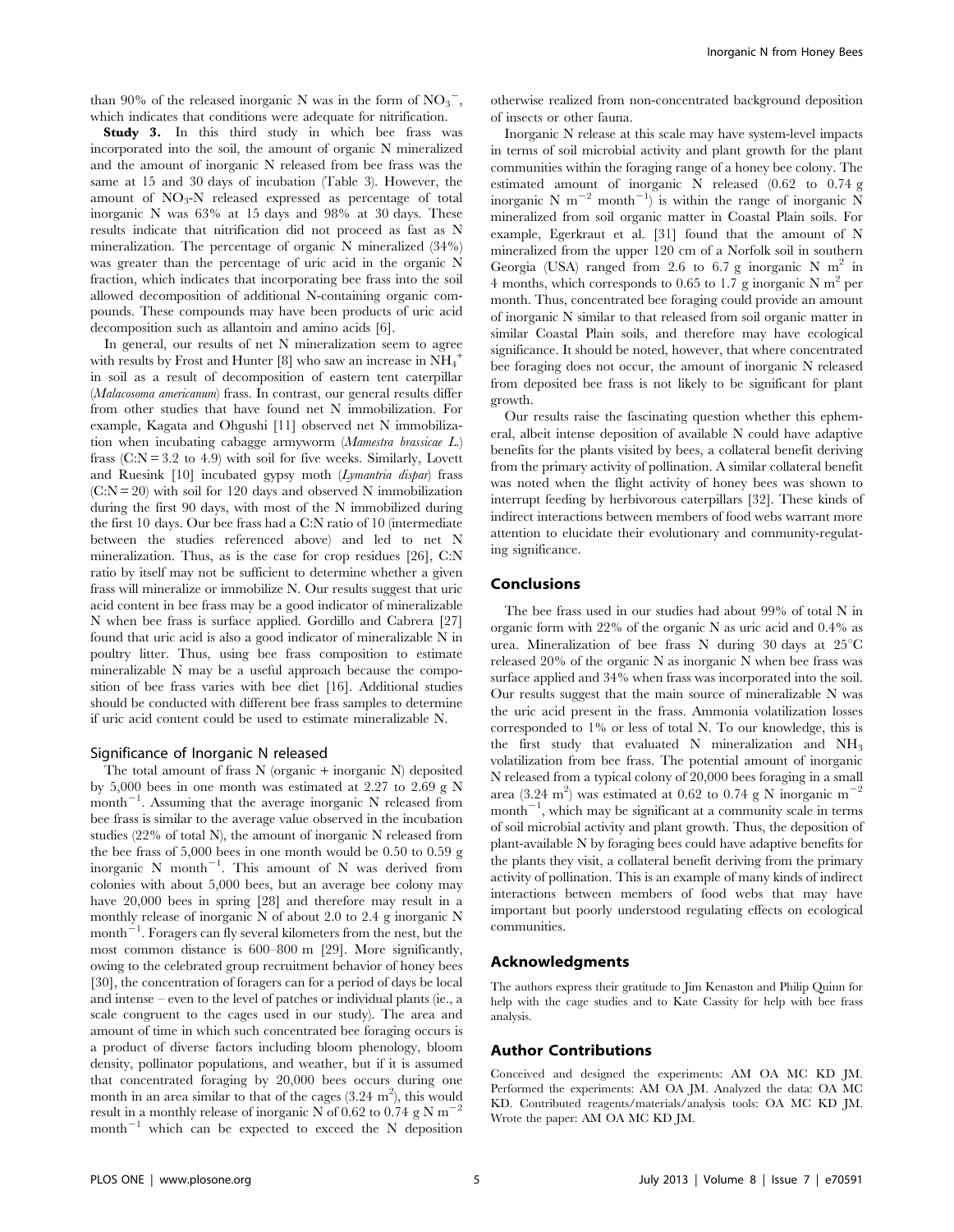than 90% of the released inorganic N was in the form of $NO_3^-$, which indicates that conditions were adequate for nitrification.

**Study 3.** In this third study in which bee frass was incorporated into the soil, the amount of organic N mineralized and the amount of inorganic N released from bee frass was the same at 15 and 30 days of incubation (Table 3). However, the amount of $NO_3$-N released expressed as percentage of total inorganic N was 63% at 15 days and 98% at 30 days. These results indicate that nitrification did not proceed as fast as N mineralization. The percentage of organic N mineralized (34%) was greater than the percentage of uric acid in the organic N fraction, which indicates that incorporating bee frass into the soil allowed decomposition of additional N-containing organic compounds. These compounds may have been products of uric acid decomposition such as allantoin and amino acids [6].

In general, our results of net N mineralization seem to agree with results by Frost and Hunter [8] who saw an increase in $NH_4^+$ in soil as a result of decomposition of eastern tent caterpillar (*Malacosoma americanum*) frass. In contrast, our general results differ from other studies that have found net N immobilization. For example, Kagata and Ohgushi [11] observed net N immobilization when incubating cabagge armyworm (*Mamestra brassicae L.*) frass (C:N = 3.2 to 4.9) with soil for five weeks. Similarly, Lovett and Ruesink [10] incubated gypsy moth (*Lymantria dispar*) frass (C:N = 20) with soil for 120 days and observed N immobilization during the first 90 days, with most of the N immobilized during the first 10 days. Our bee frass had a C:N ratio of 10 (intermediate between the studies referenced above) and led to net N mineralization. Thus, as is the case for crop residues [26], C:N ratio by itself may not be sufficient to determine whether a given frass will mineralize or immobilize N. Our results suggest that uric acid content in bee frass may be a good indicator of mineralizable N when bee frass is surface applied. Gordillo and Cabrera [27] found that uric acid is also a good indicator of mineralizable N in poultry litter. Thus, using bee frass composition to estimate mineralizable N may be a useful approach because the composition of bee frass varies with bee diet [16]. Additional studies should be conducted with different bee frass samples to determine if uric acid content could be used to estimate mineralizable N.

### Significance of Inorganic N released

The total amount of frass N (organic + inorganic N) deposited by 5,000 bees in one month was estimated at 2.27 to 2.69 g N $month^{-1}$. Assuming that the average inorganic N released from bee frass is similar to the average value observed in the incubation studies (22% of total N), the amount of inorganic N released from the bee frass of 5,000 bees in one month would be 0.50 to 0.59 g inorganic N $month^{-1}$. This amount of N was derived from colonies with about 5,000 bees, but an average bee colony may have 20,000 bees in spring [28] and therefore may result in a monthly release of inorganic N of about 2.0 to 2.4 g inorganic N $month^{-1}$. Foragers can fly several kilometers from the nest, but the most common distance is 600–800 m [29]. More significantly, owing to the celebrated group recruitment behavior of honey bees [30], the concentration of foragers can for a period of days be local and intense – even to the level of patches or individual plants (ie., a scale congruent to the cages used in our study). The area and amount of time in which such concentrated bee foraging occurs is a product of diverse factors including bloom phenology, bloom density, pollinator populations, and weather, but if it is assumed that concentrated foraging by 20,000 bees occurs during one month in an area similar to that of the cages (3.24 $m^2$), this would result in a monthly release of inorganic N of 0.62 to 0.74 g N $m^{-2}$ $month^{-1}$ which can be expected to exceed the N deposition otherwise realized from non-concentrated background deposition of insects or other fauna.

Inorganic N release at this scale may have system-level impacts in terms of soil microbial activity and plant growth for the plant communities within the foraging range of a honey bee colony. The estimated amount of inorganic N released (0.62 to 0.74 g inorganic N $m^{-2}$ $month^{-1}$) is within the range of inorganic N mineralized from soil organic matter in Coastal Plain soils. For example, Egerkraut et al. [31] found that the amount of N mineralized from the upper 120 cm of a Norfolk soil in southern Georgia (USA) ranged from 2.6 to 6.7 g inorganic N $m^2$ in 4 months, which corresponds to 0.65 to 1.7 g inorganic N $m^2$ per month. Thus, concentrated bee foraging could provide an amount of inorganic N similar to that released from soil organic matter in similar Coastal Plain soils, and therefore may have ecological significance. It should be noted, however, that where concentrated bee foraging does not occur, the amount of inorganic N released from deposited bee frass is not likely to be significant for plant growth.

Our results raise the fascinating question whether this ephemeral, albeit intense deposition of available N could have adaptive benefits for the plants visited by bees, a collateral benefit deriving from the primary activity of pollination. A similar collateral benefit was noted when the flight activity of honey bees was shown to interrupt feeding by herbivorous caterpillars [32]. These kinds of indirect interactions between members of food webs warrant more attention to elucidate their evolutionary and community-regulating significance.

## Conclusions

The bee frass used in our studies had about 99% of total N in organic form with 22% of the organic N as uric acid and 0.4% as urea. Mineralization of bee frass N during 30 days at 25°C released 20% of the organic N as inorganic N when bee frass was surface applied and 34% when frass was incorporated into the soil. Our results suggest that the main source of mineralizable N was the uric acid present in the frass. Ammonia volatilization losses corresponded to 1% or less of total N. To our knowledge, this is the first study that evaluated N mineralization and $NH_3$ volatilization from bee frass. The potential amount of inorganic N released from a typical colony of 20,000 bees foraging in a small area (3.24 $m^2$) was estimated at 0.62 to 0.74 g N inorganic $m^{-2}$ $month^{-1}$, which may be significant at a community scale in terms of soil microbial activity and plant growth. Thus, the deposition of plant-available N by foraging bees could have adaptive benefits for the plants they visit, a collateral benefit deriving from the primary activity of pollination. This is an example of many kinds of indirect interactions between members of food webs that may have important but poorly understood regulating effects on ecological communities.

## Acknowledgments

The authors express their gratitude to Jim Kenaston and Philip Quinn for help with the cage studies and to Kate Cassity for help with bee frass analysis.

## Author Contributions

Conceived and designed the experiments: AM OA MC KD JM. Performed the experiments: AM OA JM. Analyzed the data: OA MC KD. Contributed reagents/materials/analysis tools: OA MC KD JM. Wrote the paper: AM OA MC KD JM.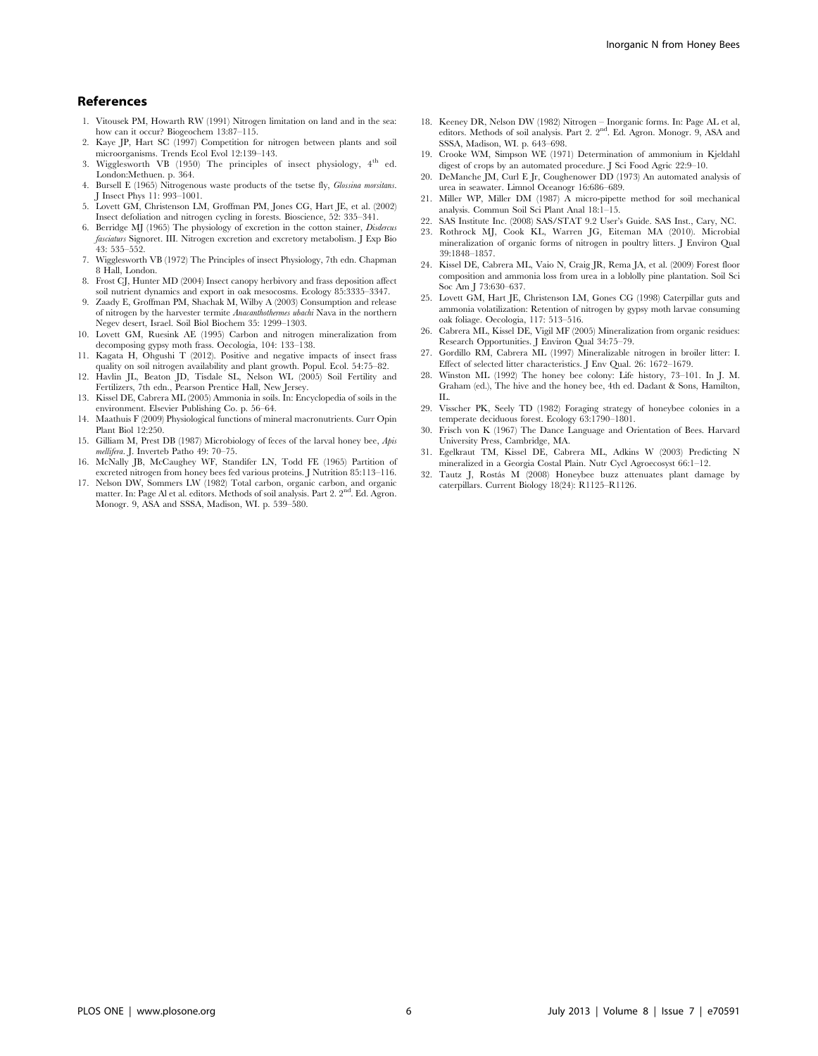## References

1. Vitousek PM, Howarth RW (1991) Nitrogen limitation on land and in the sea: how can it occur? Biogeochem 13:87–115.
2. Kaye JP, Hart SC (1997) Competition for nitrogen between plants and soil microorganisms. Trends Ecol Evol 12:139–143.
3. Wigglesworth VB (1950) The principles of insect physiology, 4th ed. London:Methuen. p. 364.
4. Bursell E (1965) Nitrogenous waste products of the tsetse fly, *Glossina morsitans*. J Insect Phys 11: 993–1001.
5. Lovett GM, Christenson LM, Groffman PM, Jones CG, Hart JE, et al. (2002) Insect defoliation and nitrogen cycling in forests. Bioscience, 52: 335–341.
6. Berridge MJ (1965) The physiology of excretion in the cotton stainer, *Disdercus fasciaturs* Signoret. III. Nitrogen excretion and excretory metabolism. J Exp Bio 43: 535–552.
7. Wigglesworth VB (1972) The Principles of insect Physiology, 7th edn. Chapman 8 Hall, London.
8. Frost CJ, Hunter MD (2004) Insect canopy herbivory and frass deposition affect soil nutrient dynamics and export in oak mesocosms. Ecology 85:3335–3347.
9. Zaady E, Groffman PM, Shachak M, Wilby A (2003) Consumption and release of nitrogen by the harvester termite *Anacanthothermes ubachi* Nava in the northern Negev desert, Israel. Soil Biol Biochem 35: 1299–1303.
10. Lovett GM, Ruesink AE (1995) Carbon and nitrogen mineralization from decomposing gypsy moth frass. Oecologia, 104: 133–138.
11. Kagata H, Ohgushi T (2012). Positive and negative impacts of insect frass quality on soil nitrogen availability and plant growth. Popul. Ecol. 54:75–82.
12. Havlin JL, Beaton JD, Tisdale SL, Nelson WL (2005) Soil Fertility and Fertilizers, 7th edn., Pearson Prentice Hall, New Jersey.
13. Kissel DE, Cabrera ML (2005) Ammonia in soils. In: Encyclopedia of soils in the environment. Elsevier Publishing Co. p. 56–64.
14. Maathuis F (2009) Physiological functions of mineral macronutrients. Curr Opin Plant Biol 12:250.
15. Gilliam M, Prest DB (1987) Microbiology of feces of the larval honey bee, *Apis mellifera*. J. Inverteb Patho 49: 70–75.
16. McNally JB, McCaughey WF, Standifer LN, Todd FE (1965) Partition of excreted nitrogen from honey bees fed various proteins. J Nutrition 85:113–116.
17. Nelson DW, Sommers LW (1982) Total carbon, organic carbon, and organic matter. In: Page Al et al. editors. Methods of soil analysis. Part 2. 2nd. Ed. Agron. Monogr. 9, ASA and SSSA, Madison, WI. p. 539–580.
18. Keeney DR, Nelson DW (1982) Nitrogen – Inorganic forms. In: Page AL et al, editors. Methods of soil analysis. Part 2. 2nd. Ed. Agron. Monogr. 9, ASA and SSSA, Madison, WI. p. 643–698.
19. Crooke WM, Simpson WE (1971) Determination of ammonium in Kjeldahl digest of crops by an automated procedure. J Sci Food Agric 22:9–10.
20. DeManche JM, Curl E Jr, Coughenower DD (1973) An automated analysis of urea in seawater. Limnol Oceanogr 16:686–689.
21. Miller WP, Miller DM (1987) A micro-pipette method for soil mechanical analysis. Commun Soil Sci Plant Anal 18:1–15.
22. SAS Institute Inc. (2008) SAS/STAT 9.2 User's Guide. SAS Inst., Cary, NC.
23. Rothrock MJ, Cook KL, Warren JG, Eiteman MA (2010). Microbial mineralization of organic forms of nitrogen in poultry litters. J Environ Qual 39:1848–1857.
24. Kissel DE, Cabrera ML, Vaio N, Craig JR, Rema JA, et al. (2009) Forest floor composition and ammonia loss from urea in a loblolly pine plantation. Soil Sci Soc Am J 73:630–637.
25. Lovett GM, Hart JE, Christenson LM, Gones CG (1998) Caterpillar guts and ammonia volatilization: Retention of nitrogen by gypsy moth larvae consuming oak foliage. Oecologia, 117: 513–516.
26. Cabrera ML, Kissel DE, Vigil MF (2005) Mineralization from organic residues: Research Opportunities. J Environ Qual 34:75–79.
27. Gordillo RM, Cabrera ML (1997) Mineralizable nitrogen in broiler litter: I. Effect of selected litter characteristics. J Env Qual. 26: 1672–1679.
28. Winston ML (1992) The honey bee colony: Life history, 73–101. In J. M. Graham (ed.), The hive and the honey bee, 4th ed. Dadant & Sons, Hamilton, IL.
29. Visscher PK, Seely TD (1982) Foraging strategy of honeybee colonies in a temperate deciduous forest. Ecology 63:1790–1801.
30. Frisch von K (1967) The Dance Language and Orientation of Bees. Harvard University Press, Cambridge, MA.
31. Egelkraut TM, Kissel DE, Cabrera ML, Adkins W (2003) Predicting N mineralized in a Georgia Costal Plain. Nutr Cycl Agroecosyst 66:1–12.
32. Tautz J, Rostás M (2008) Honeybee buzz attenuates plant damage by caterpillars. Current Biology 18(24): R1125–R1126.